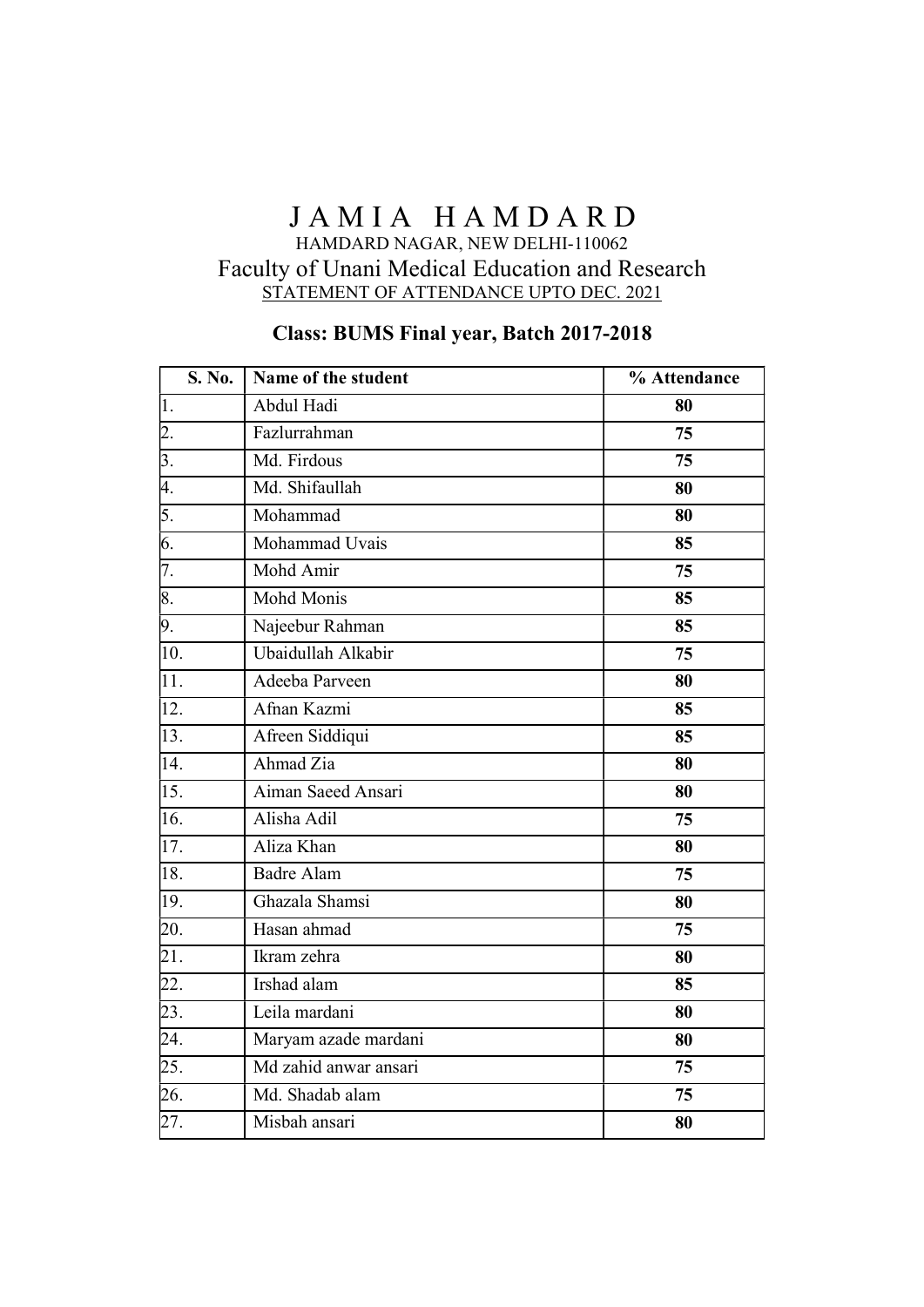# J A M I A   H A M D A R D

HAMDARD NAGAR, NEW DELHI-110062

## Faculty of Unani Medical Education and Research

STATEMENT OF ATTENDANCE UPTO DEC. 2021

### Class: BUMS Final year, Batch 2017-2018

| S. No. | Name of the student | % Attendance |
|---|---|---|
| 1. | Abdul Hadi | **80** |
| 2. | Fazlurrahman | **75** |
| 3. | Md. Firdous | **75** |
| 4. | Md. Shifaullah | **80** |
| 5. | Mohammad | **80** |
| 6. | Mohammad Uvais | **85** |
| 7. | Mohd Amir | **75** |
| 8. | Mohd Monis | **85** |
| 9. | Najeebur Rahman | **85** |
| 10. | Ubaidullah Alkabir | **75** |
| 11. | Adeeba Parveen | **80** |
| 12. | Afnan Kazmi | **85** |
| 13. | Afreen Siddiqui | **85** |
| 14. | Ahmad Zia | **80** |
| 15. | Aiman Saeed Ansari | **80** |
| 16. | Alisha Adil | **75** |
| 17. | Aliza Khan | **80** |
| 18. | Badre Alam | **75** |
| 19. | Ghazala Shamsi | **80** |
| 20. | Hasan ahmad | **75** |
| 21. | Ikram zehra | **80** |
| 22. | Irshad alam | **85** |
| 23. | Leila mardani | **80** |
| 24. | Maryam azade mardani | **80** |
| 25. | Md zahid anwar ansari | **75** |
| 26. | Md. Shadab alam | **75** |
| 27. | Misbah ansari | **80** |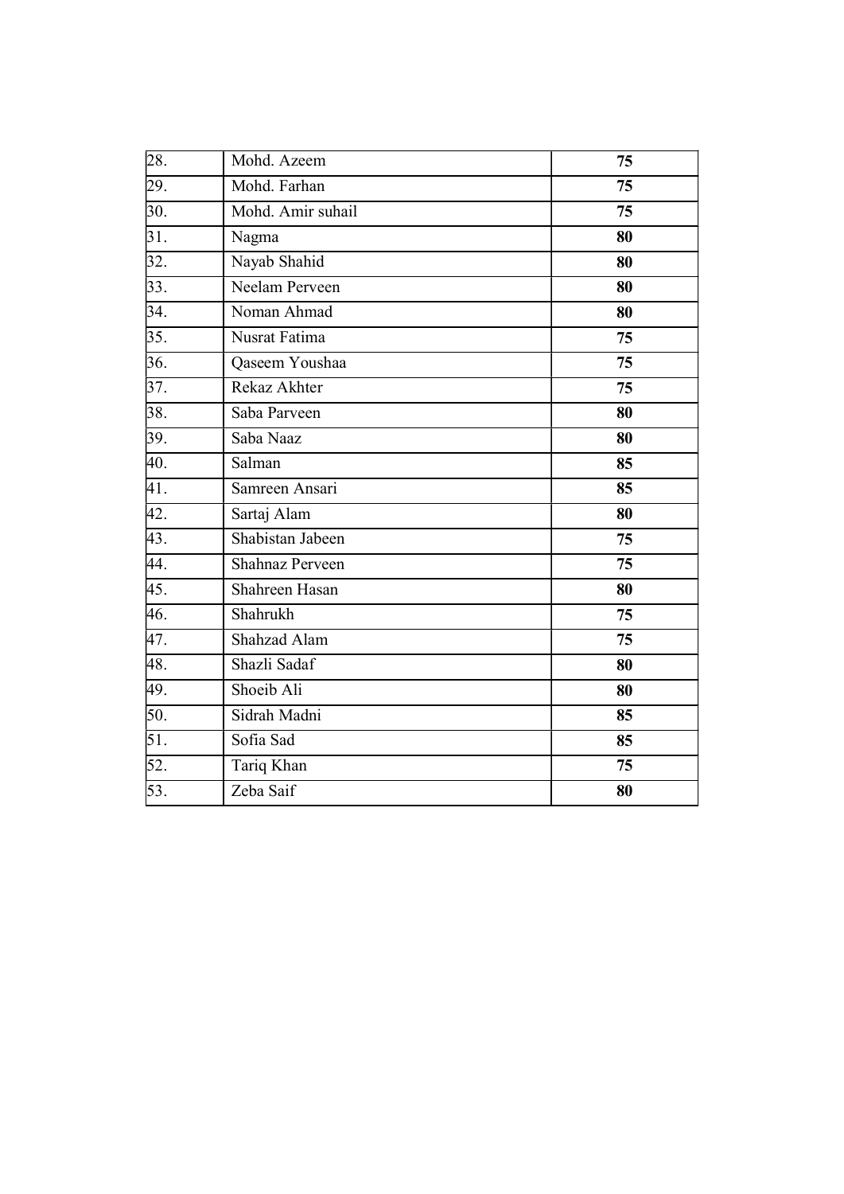| 28. | Mohd. Azeem | **75** |
|---|---|---|
| 29. | Mohd. Farhan | **75** |
| 30. | Mohd. Amir suhail | **75** |
| 31. | Nagma | **80** |
| 32. | Nayab Shahid | **80** |
| 33. | Neelam Perveen | **80** |
| 34. | Noman Ahmad | **80** |
| 35. | Nusrat Fatima | **75** |
| 36. | Qaseem Youshaa | **75** |
| 37. | Rekaz Akhter | **75** |
| 38. | Saba Parveen | **80** |
| 39. | Saba Naaz | **80** |
| 40. | Salman | **85** |
| 41. | Samreen Ansari | **85** |
| 42. | Sartaj Alam | **80** |
| 43. | Shabistan Jabeen | **75** |
| 44. | Shahnaz Perveen | **75** |
| 45. | Shahreen Hasan | **80** |
| 46. | Shahrukh | **75** |
| 47. | Shahzad Alam | **75** |
| 48. | Shazli Sadaf | **80** |
| 49. | Shoeib Ali | **80** |
| 50. | Sidrah Madni | **85** |
| 51. | Sofia Sad | **85** |
| 52. | Tariq Khan | **75** |
| 53. | Zeba Saif | **80** |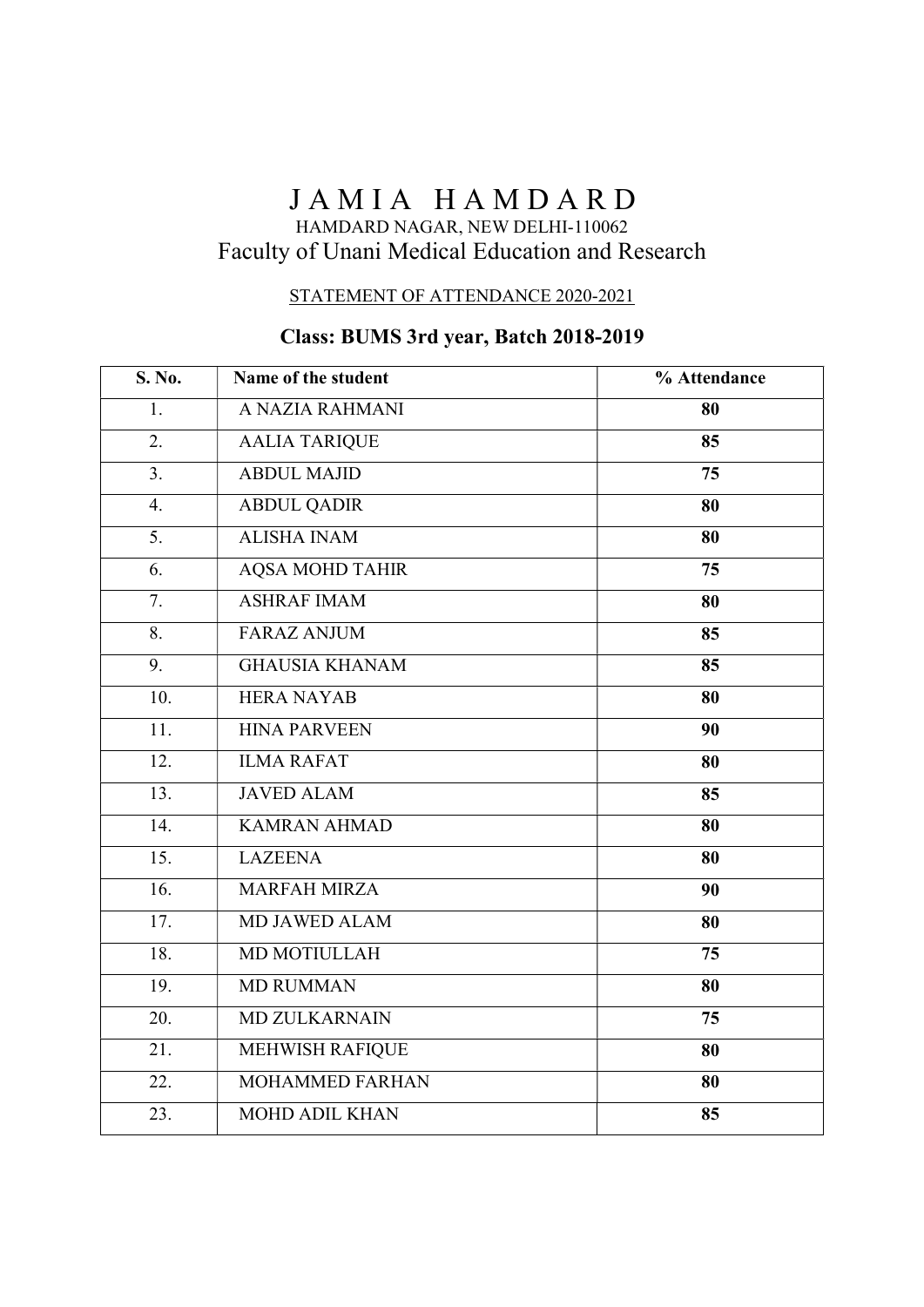# J A M I A H A M D A R D

HAMDARD NAGAR, NEW DELHI-110062

## Faculty of Unani Medical Education and Research

STATEMENT OF ATTENDANCE 2020-2021

### Class: BUMS 3rd year, Batch 2018-2019

| S. No. | Name of the student | % Attendance |
|---|---|---|
| 1. | A NAZIA RAHMANI | **80** |
| 2. | AALIA TARIQUE | **85** |
| 3. | ABDUL MAJID | **75** |
| 4. | ABDUL QADIR | **80** |
| 5. | ALISHA INAM | **80** |
| 6. | AQSA MOHD TAHIR | **75** |
| 7. | ASHRAF IMAM | **80** |
| 8. | FARAZ ANJUM | **85** |
| 9. | GHAUSIA KHANAM | **85** |
| 10. | HERA NAYAB | **80** |
| 11. | HINA PARVEEN | **90** |
| 12. | ILMA RAFAT | **80** |
| 13. | JAVED ALAM | **85** |
| 14. | KAMRAN AHMAD | **80** |
| 15. | LAZEENA | **80** |
| 16. | MARFAH MIRZA | **90** |
| 17. | MD JAWED ALAM | **80** |
| 18. | MD MOTIULLAH | **75** |
| 19. | MD RUMMAN | **80** |
| 20. | MD ZULKARNAIN | **75** |
| 21. | MEHWISH RAFIQUE | **80** |
| 22. | MOHAMMED FARHAN | **80** |
| 23. | MOHD ADIL KHAN | **85** |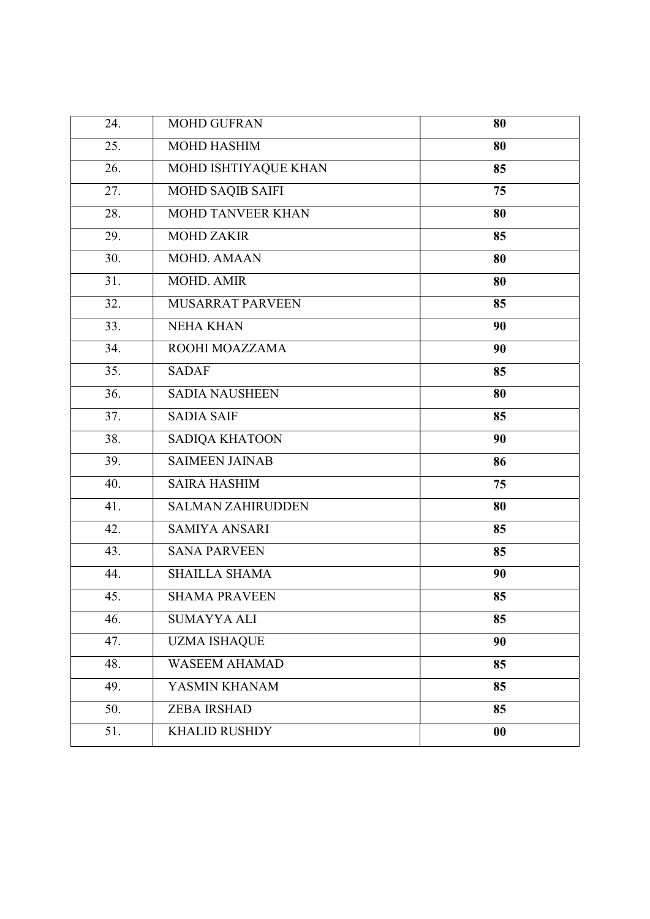| 24. | MOHD GUFRAN | **80** |
|---|---|---|
| 25. | MOHD HASHIM | **80** |
| 26. | MOHD ISHTIYAQUE KHAN | **85** |
| 27. | MOHD SAQIB SAIFI | **75** |
| 28. | MOHD TANVEER KHAN | **80** |
| 29. | MOHD ZAKIR | **85** |
| 30. | MOHD. AMAAN | **80** |
| 31. | MOHD. AMIR | **80** |
| 32. | MUSARRAT PARVEEN | **85** |
| 33. | NEHA KHAN | **90** |
| 34. | ROOHI MOAZZAMA | **90** |
| 35. | SADAF | **85** |
| 36. | SADIA NAUSHEEN | **80** |
| 37. | SADIA SAIF | **85** |
| 38. | SADIQA KHATOON | **90** |
| 39. | SAIMEEN JAINAB | **86** |
| 40. | SAIRA HASHIM | **75** |
| 41. | SALMAN ZAHIRUDDEN | **80** |
| 42. | SAMIYA ANSARI | **85** |
| 43. | SANA PARVEEN | **85** |
| 44. | SHAILLA SHAMA | **90** |
| 45. | SHAMA PRAVEEN | **85** |
| 46. | SUMAYYA ALI | **85** |
| 47. | UZMA ISHAQUE | **90** |
| 48. | WASEEM AHAMAD | **85** |
| 49. | YASMIN KHANAM | **85** |
| 50. | ZEBA IRSHAD | **85** |
| 51. | KHALID RUSHDY | **00** |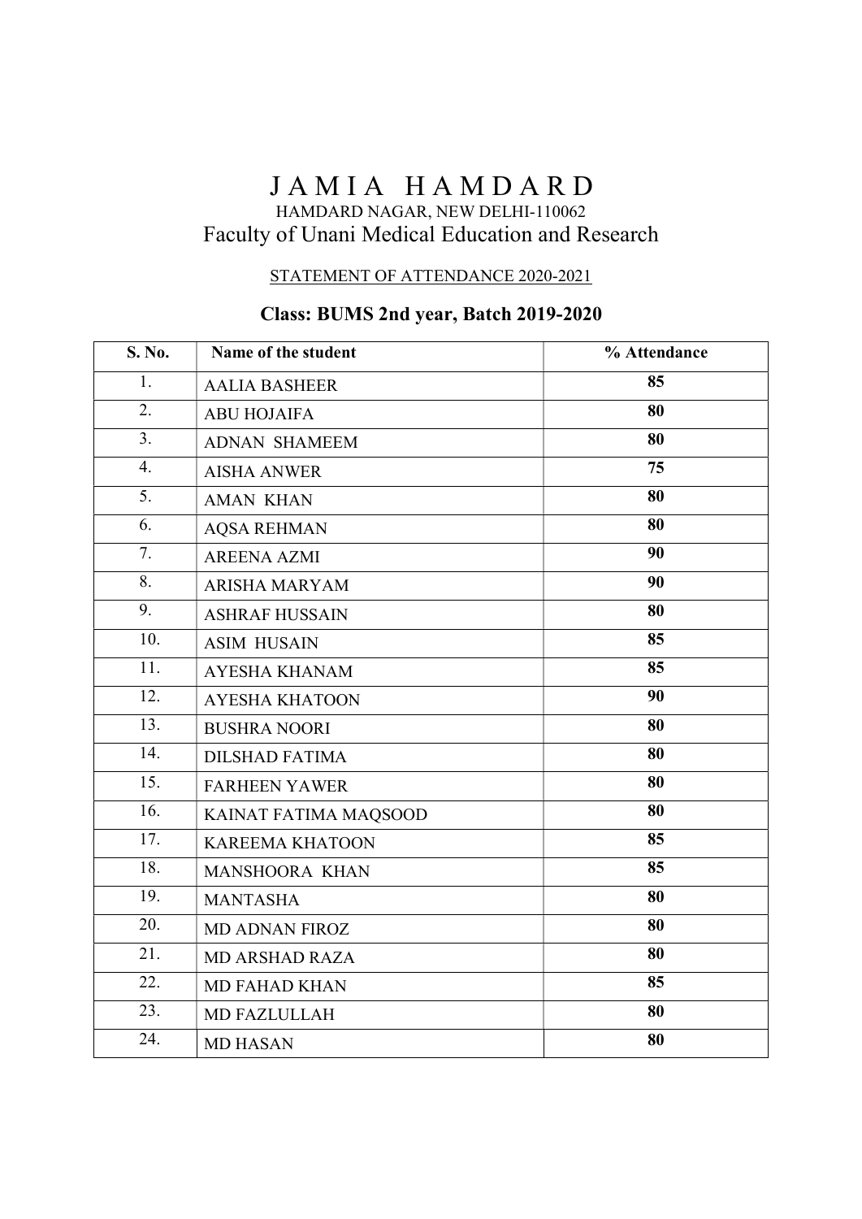# J A M I A   H A M D A R D

HAMDARD NAGAR, NEW DELHI-110062

## Faculty of Unani Medical Education and Research

STATEMENT OF ATTENDANCE 2020-2021

### Class: BUMS 2nd year, Batch 2019-2020

| S. No. | Name of the student | % Attendance |
|---|---|---|
| 1. | AALIA BASHEER | 85 |
| 2. | ABU HOJAIFA | 80 |
| 3. | ADNAN SHAMEEM | 80 |
| 4. | AISHA ANWER | 75 |
| 5. | AMAN KHAN | 80 |
| 6. | AQSA REHMAN | 80 |
| 7. | AREENA AZMI | 90 |
| 8. | ARISHA MARYAM | 90 |
| 9. | ASHRAF HUSSAIN | 80 |
| 10. | ASIM HUSAIN | 85 |
| 11. | AYESHA KHANAM | 85 |
| 12. | AYESHA KHATOON | 90 |
| 13. | BUSHRA NOORI | 80 |
| 14. | DILSHAD FATIMA | 80 |
| 15. | FARHEEN YAWER | 80 |
| 16. | KAINAT FATIMA MAQSOOD | 80 |
| 17. | KAREEMA KHATOON | 85 |
| 18. | MANSHOORA KHAN | 85 |
| 19. | MANTASHA | 80 |
| 20. | MD ADNAN FIROZ | 80 |
| 21. | MD ARSHAD RAZA | 80 |
| 22. | MD FAHAD KHAN | 85 |
| 23. | MD FAZLULLAH | 80 |
| 24. | MD HASAN | 80 |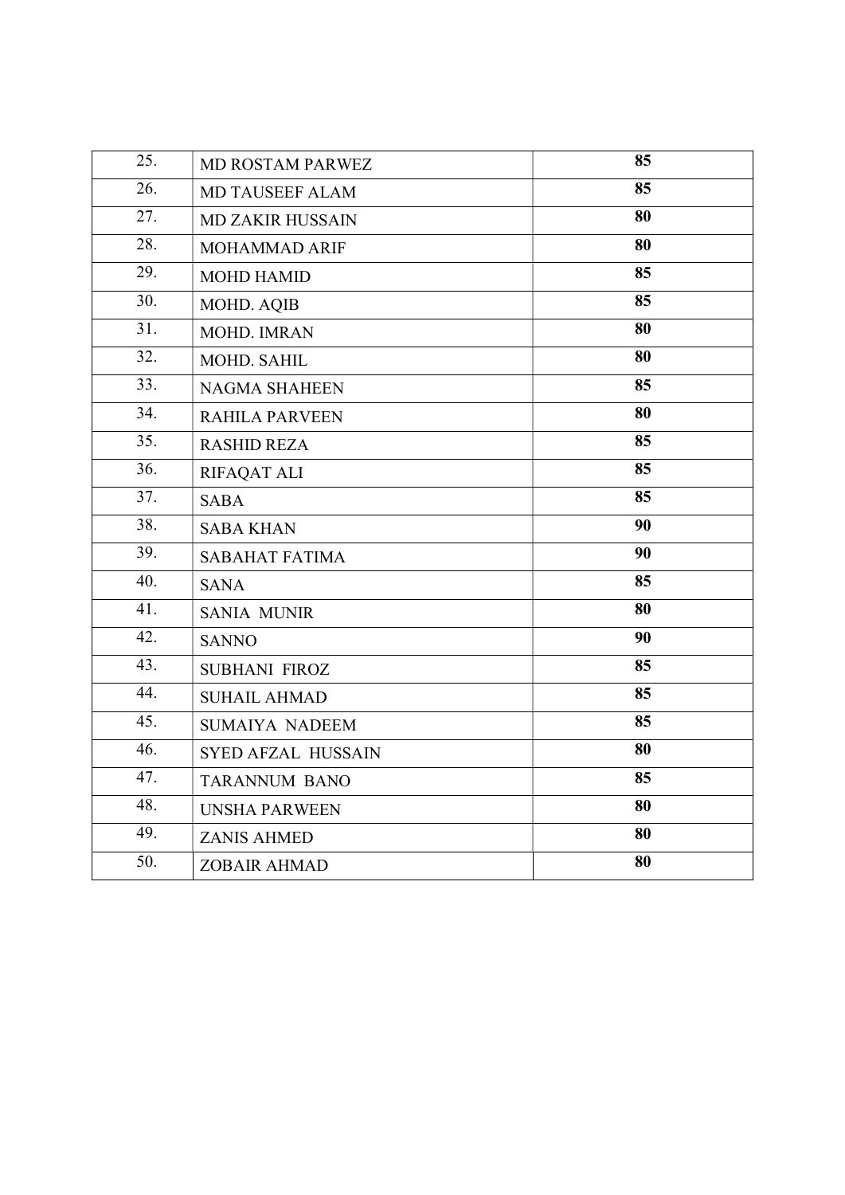| 25. | MD ROSTAM PARWEZ | **85** |
|---|---|---|
| 26. | MD TAUSEEF ALAM | **85** |
| 27. | MD ZAKIR HUSSAIN | **80** |
| 28. | MOHAMMAD ARIF | **80** |
| 29. | MOHD HAMID | **85** |
| 30. | MOHD. AQIB | **85** |
| 31. | MOHD. IMRAN | **80** |
| 32. | MOHD. SAHIL | **80** |
| 33. | NAGMA SHAHEEN | **85** |
| 34. | RAHILA PARVEEN | **80** |
| 35. | RASHID REZA | **85** |
| 36. | RIFAQAT ALI | **85** |
| 37. | SABA | **85** |
| 38. | SABA KHAN | **90** |
| 39. | SABAHAT FATIMA | **90** |
| 40. | SANA | **85** |
| 41. | SANIA MUNIR | **80** |
| 42. | SANNO | **90** |
| 43. | SUBHANI FIROZ | **85** |
| 44. | SUHAIL AHMAD | **85** |
| 45. | SUMAIYA NADEEM | **85** |
| 46. | SYED AFZAL HUSSAIN | **80** |
| 47. | TARANNUM BANO | **85** |
| 48. | UNSHA PARWEEN | **80** |
| 49. | ZANIS AHMED | **80** |
| 50. | ZOBAIR AHMAD | **80** |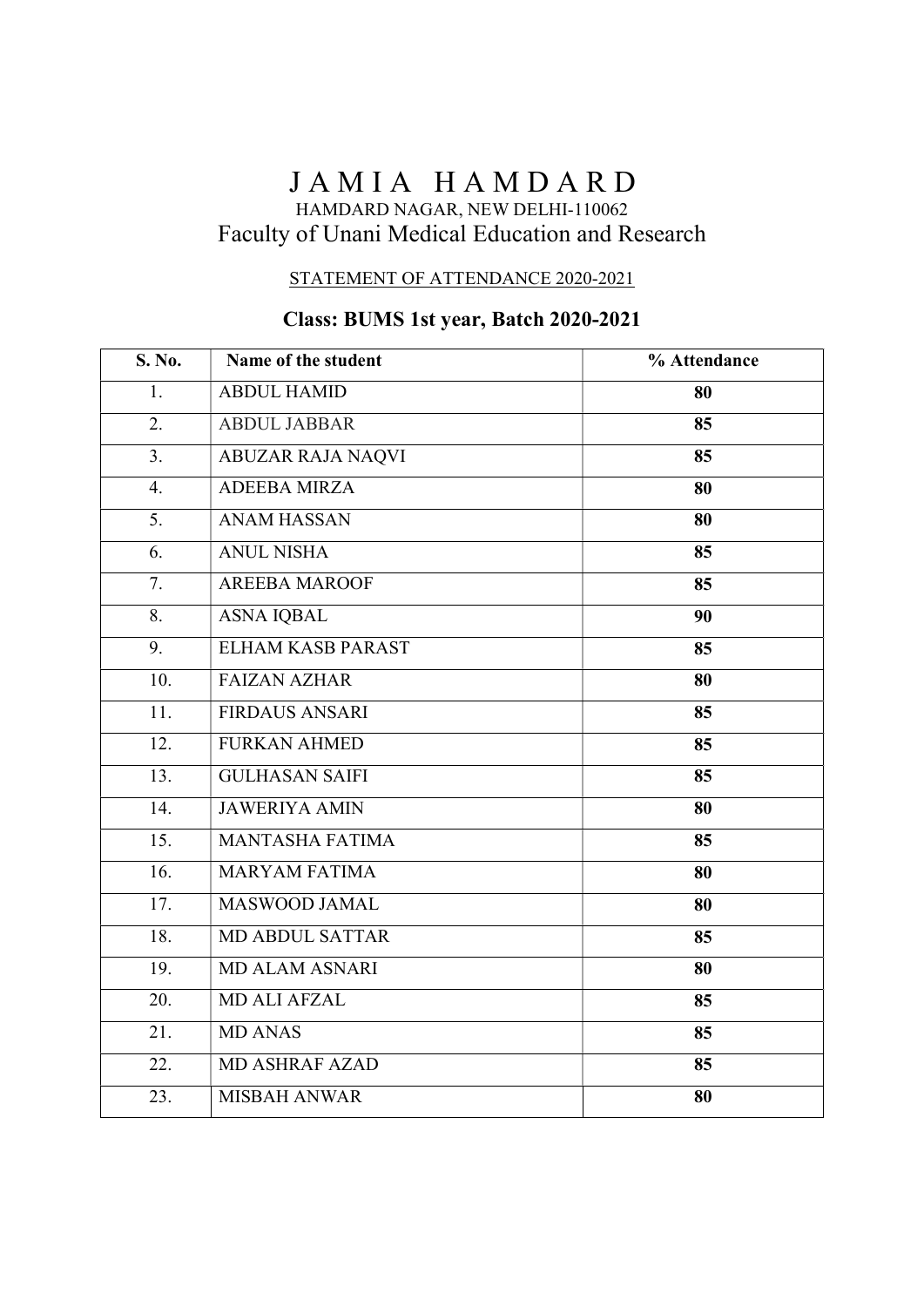# J A M I A   H A M D A R D

HAMDARD NAGAR, NEW DELHI-110062

## Faculty of Unani Medical Education and Research

STATEMENT OF ATTENDANCE 2020-2021

### Class: BUMS 1st year, Batch 2020-2021

| S. No. | Name of the student | % Attendance |
|---|---|---|
| 1. | ABDUL HAMID | **80** |
| 2. | ABDUL JABBAR | **85** |
| 3. | ABUZAR RAJA NAQVI | **85** |
| 4. | ADEEBA MIRZA | **80** |
| 5. | ANAM HASSAN | **80** |
| 6. | ANUL NISHA | **85** |
| 7. | AREEBA MAROOF | **85** |
| 8. | ASNA IQBAL | **90** |
| 9. | ELHAM KASB PARAST | **85** |
| 10. | FAIZAN AZHAR | **80** |
| 11. | FIRDAUS ANSARI | **85** |
| 12. | FURKAN AHMED | **85** |
| 13. | GULHASAN SAIFI | **85** |
| 14. | JAWERIYA AMIN | **80** |
| 15. | MANTASHA FATIMA | **85** |
| 16. | MARYAM FATIMA | **80** |
| 17. | MASWOOD JAMAL | **80** |
| 18. | MD ABDUL SATTAR | **85** |
| 19. | MD ALAM ASNARI | **80** |
| 20. | MD ALI AFZAL | **85** |
| 21. | MD ANAS | **85** |
| 22. | MD ASHRAF AZAD | **85** |
| 23. | MISBAH ANWAR | **80** |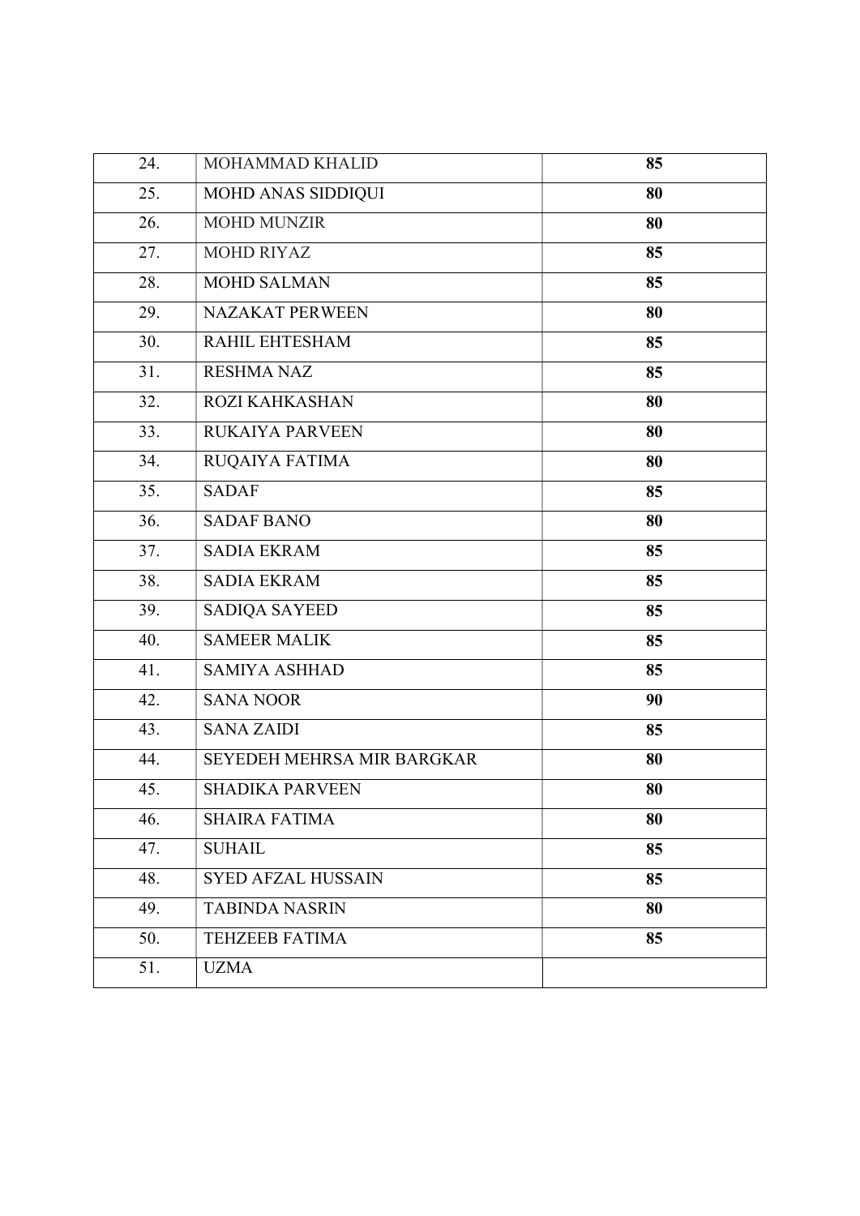| | | |
|---|---|---|
| 24. | MOHAMMAD KHALID | **85** |
| 25. | MOHD ANAS SIDDIQUI | **80** |
| 26. | MOHD MUNZIR | **80** |
| 27. | MOHD RIYAZ | **85** |
| 28. | MOHD SALMAN | **85** |
| 29. | NAZAKAT PERWEEN | **80** |
| 30. | RAHIL EHTESHAM | **85** |
| 31. | RESHMA NAZ | **85** |
| 32. | ROZI KAHKASHAN | **80** |
| 33. | RUKAIYA PARVEEN | **80** |
| 34. | RUQAIYA FATIMA | **80** |
| 35. | SADAF | **85** |
| 36. | SADAF BANO | **80** |
| 37. | SADIA EKRAM | **85** |
| 38. | SADIA EKRAM | **85** |
| 39. | SADIQA SAYEED | **85** |
| 40. | SAMEER MALIK | **85** |
| 41. | SAMIYA ASHHAD | **85** |
| 42. | SANA NOOR | **90** |
| 43. | SANA ZAIDI | **85** |
| 44. | SEYEDEH MEHRSA MIR BARGKAR | **80** |
| 45. | SHADIKA PARVEEN | **80** |
| 46. | SHAIRA FATIMA | **80** |
| 47. | SUHAIL | **85** |
| 48. | SYED AFZAL HUSSAIN | **85** |
| 49. | TABINDA NASRIN | **80** |
| 50. | TEHZEEB FATIMA | **85** |
| 51. | UZMA | |